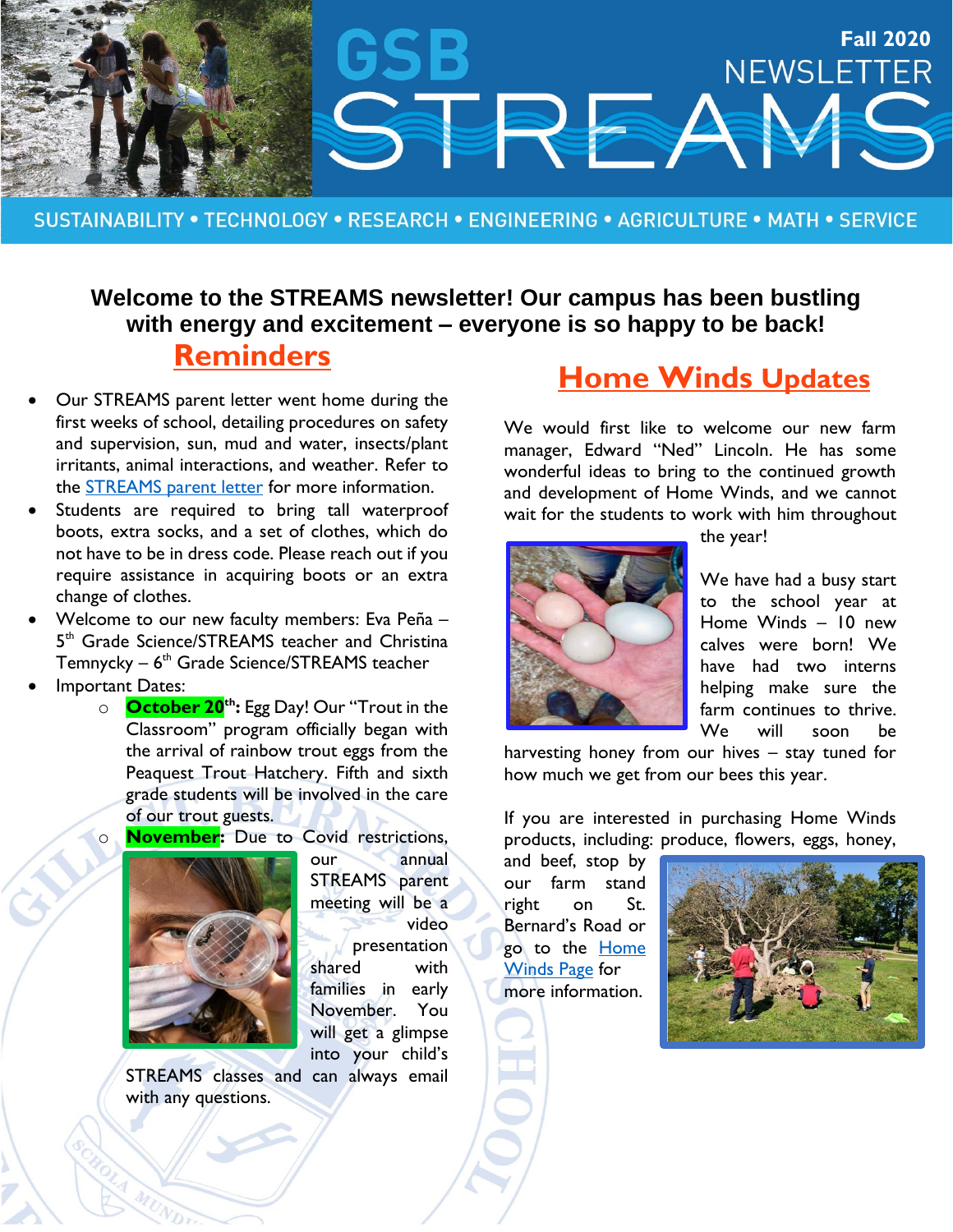# GSB STREAMS

**Fall 2020 NEWSLETTER**

SUSTAINABILITY • TECHNOLOGY • RESEARCH • ENGINEERING • AGRICULTURE • MATH • SERVICE

**Welcome to the STREAMS newsletter! Our campus has been bustling with energy and excitement – everyone is so happy to be back!**

## Reminders

- Our STREAMS parent letter went home during the first weeks of school, detailing procedures on safety and supervision, sun, mud and water, insects/plant irritants, animal interactions, and weather. Refer to the STREAMS parent letter for more information.
- Students are required to bring tall waterproof boots, extra socks, and a set of clothes, which do not have to be in dress code. Please reach out if you require assistance in acquiring boots or an extra change of clothes.
- Welcome to our new faculty members: Eva Peña – 5th Grade Science/STREAMS teacher and Christina Temnycky – 6th Grade Science/STREAMS teacher
- Important Dates:
  - **October 20th:** Egg Day! Our "Trout in the Classroom" program officially began with the arrival of rainbow trout eggs from the Peaquest Trout Hatchery. Fifth and sixth grade students will be involved in the care of our trout guests.
  - **November:** Due to Covid restrictions, our annual STREAMS parent meeting will be a video presentation shared with families in early November. You will get a glimpse into your child's STREAMS classes and can always email with any questions.

## Home Winds Updates

We would first like to welcome our new farm manager, Edward "Ned" Lincoln. He has some wonderful ideas to bring to the continued growth and development of Home Winds, and we cannot wait for the students to work with him throughout the year!

We have had a busy start to the school year at Home Winds – 10 new calves were born! We have had two interns helping make sure the farm continues to thrive. We will soon be harvesting honey from our hives – stay tuned for how much we get from our bees this year.

If you are interested in purchasing Home Winds products, including: produce, flowers, eggs, honey, and beef, stop by our farm stand right on St. Bernard's Road or go to the Home Winds Page for more information.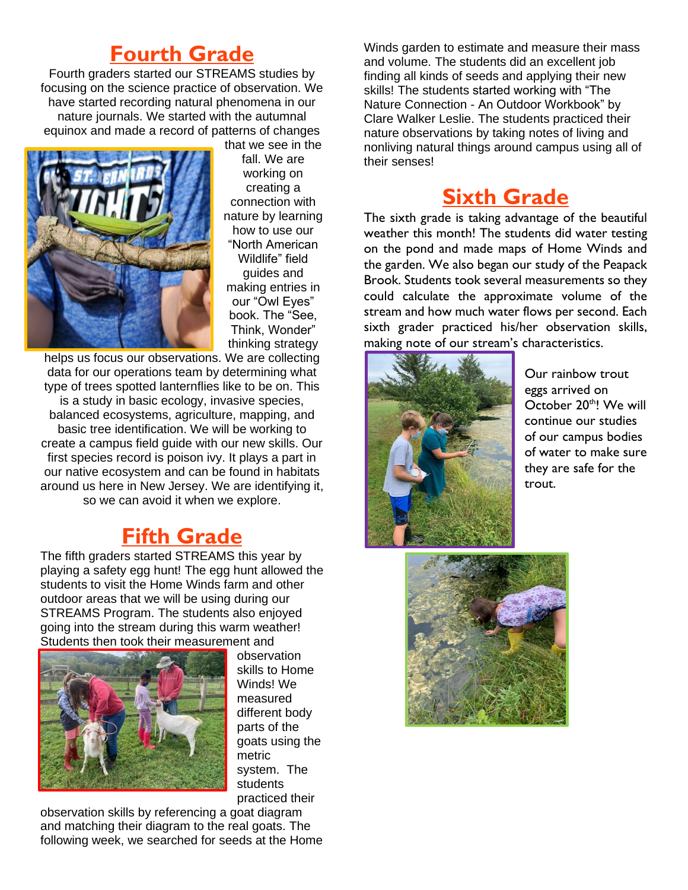## Fourth Grade

Fourth graders started our STREAMS studies by focusing on the science practice of observation. We have started recording natural phenomena in our nature journals. We started with the autumnal equinox and made a record of patterns of changes that we see in the fall. We are working on creating a connection with nature by learning how to use our "North American Wildlife" field guides and making entries in our "Owl Eyes" book. The "See, Think, Wonder" thinking strategy helps us focus our observations. We are collecting data for our operations team by determining what type of trees spotted lanternflies like to be on. This is a study in basic ecology, invasive species, balanced ecosystems, agriculture, mapping, and basic tree identification. We will be working to create a campus field guide with our new skills. Our first species record is poison ivy. It plays a part in our native ecosystem and can be found in habitats around us here in New Jersey. We are identifying it, so we can avoid it when we explore.

## Fifth Grade

The fifth graders started STREAMS this year by playing a safety egg hunt! The egg hunt allowed the students to visit the Home Winds farm and other outdoor areas that we will be using during our STREAMS Program. The students also enjoyed going into the stream during this warm weather! Students then took their measurement and observation skills to Home Winds! We measured different body parts of the goats using the metric system. The students practiced their observation skills by referencing a goat diagram and matching their diagram to the real goats. The following week, we searched for seeds at the Home Winds garden to estimate and measure their mass and volume. The students did an excellent job finding all kinds of seeds and applying their new skills! The students started working with "The Nature Connection - An Outdoor Workbook" by Clare Walker Leslie. The students practiced their nature observations by taking notes of living and nonliving natural things around campus using all of their senses!

## Sixth Grade

The sixth grade is taking advantage of the beautiful weather this month! The students did water testing on the pond and made maps of Home Winds and the garden. We also began our study of the Peapack Brook. Students took several measurements so they could calculate the approximate volume of the stream and how much water flows per second. Each sixth grader practiced his/her observation skills, making note of our stream's characteristics.

Our rainbow trout eggs arrived on October 20th! We will continue our studies of our campus bodies of water to make sure they are safe for the trout.